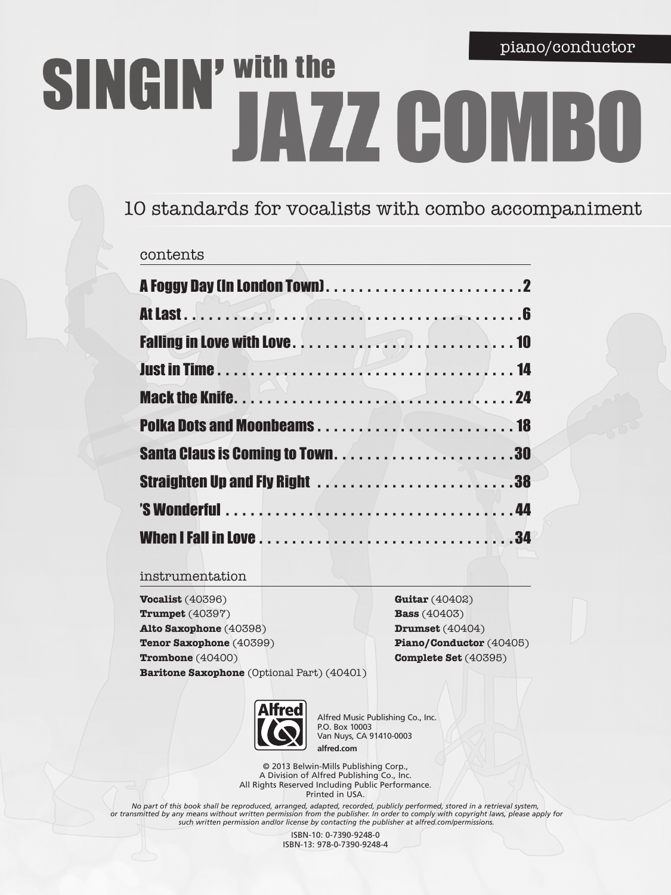piano/conductor

# SINGIN' with the JAZZ COMBO

10 standards for vocalists with combo accompaniment

## contents

| Title | Page |
| --- | --- |
| A Foggy Day (In London Town) | 2 |
| At Last | 6 |
| Falling in Love with Love | 10 |
| Just in Time | 14 |
| Mack the Knife | 24 |
| Polka Dots and Moonbeams | 18 |
| Santa Claus is Coming to Town | 30 |
| Straighten Up and Fly Right | 38 |
| 'S Wonderful | 44 |
| When I Fall in Love | 34 |

## instrumentation

**Vocalist** (40396)
**Trumpet** (40397)
**Alto Saxophone** (40398)
**Tenor Saxophone** (40399)
**Trombone** (40400)
**Baritone Saxophone** (Optional Part) (40401)
**Guitar** (40402)
**Bass** (40403)
**Drumset** (40404)
**Piano/Conductor** (40405)
**Complete Set** (40395)

Alfred Music Publishing Co., Inc.
P.O. Box 10003
Van Nuys, CA 91410-0003
alfred.com

© 2013 Belwin-Mills Publishing Corp.,
A Division of Alfred Publishing Co., Inc.
All Rights Reserved Including Public Performance.
Printed in USA.

*No part of this book shall be reproduced, arranged, adapted, recorded, publicly performed, stored in a retrieval system, or transmitted by any means without written permission from the publisher. In order to comply with copyright laws, please apply for such written permission and/or license by contacting the publisher at alfred.com/permissions.*

ISBN-10: 0-7390-9248-0
ISBN-13: 978-0-7390-9248-4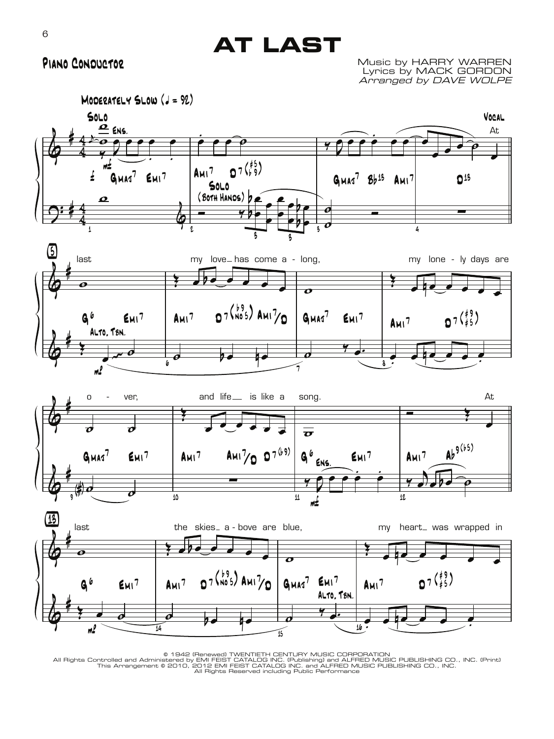# AT LAST

**Piano Conductor**

Music by HARRY WARREN
Lyrics by MACK GORDON
*Arranged by DAVE WOLPE*

Moderately Slow (♩ = 92)

© 1942 (Renewed) TWENTIETH CENTURY MUSIC CORPORATION
All Rights Controlled and Administered by EMI FEIST CATALOG INC. (Publishing) and ALFRED MUSIC PUBLISHING CO., INC. (Print)
This Arrangement © 2010, 2012 EMI FEIST CATALOG INC. and ALFRED MUSIC PUBLISHING CO., INC.
All Rights Reserved including Public Performance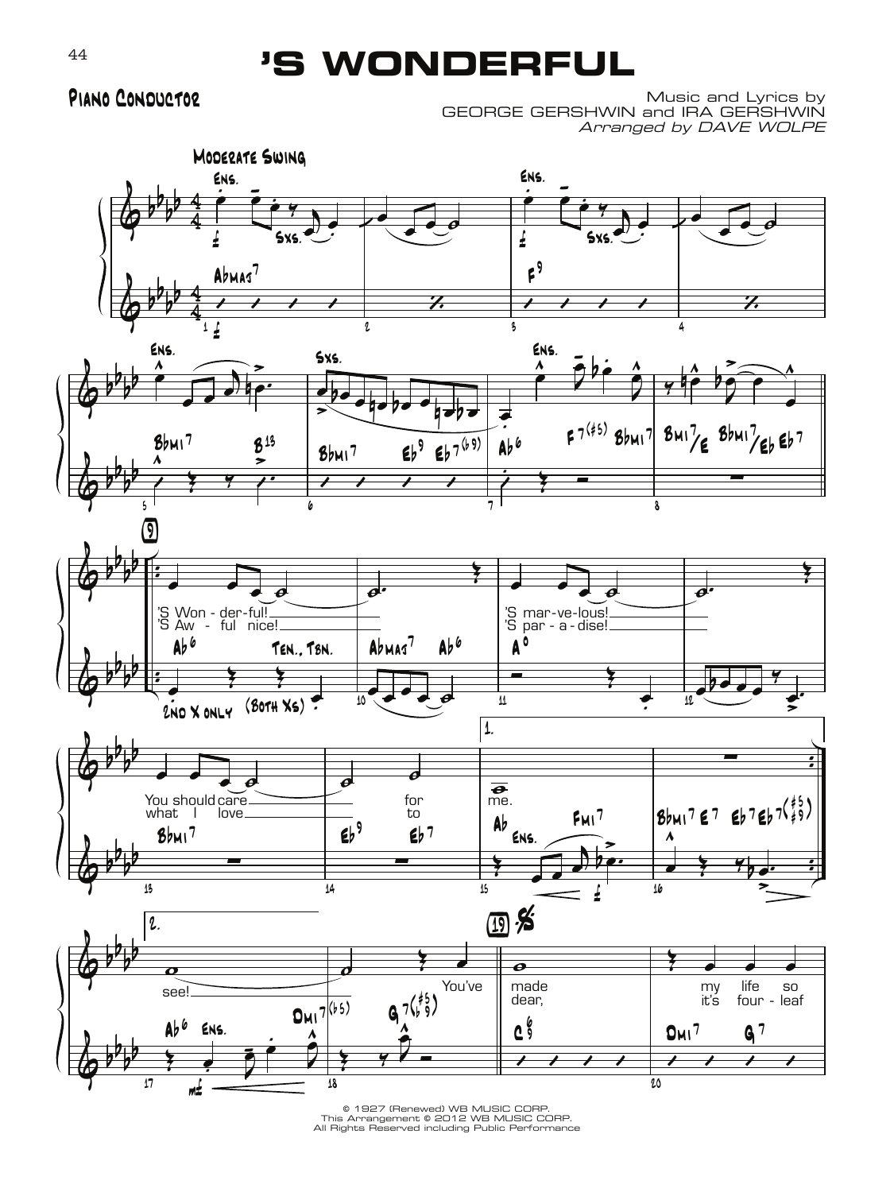# 'S WONDERFUL

Piano Conductor

Music and Lyrics by
GEORGE GERSHWIN and IRA GERSHWIN
*Arranged by DAVE WOLPE*

© 1927 (Renewed) WB MUSIC CORP.
This Arrangement © 2012 WB MUSIC CORP.
All Rights Reserved including Public Performance